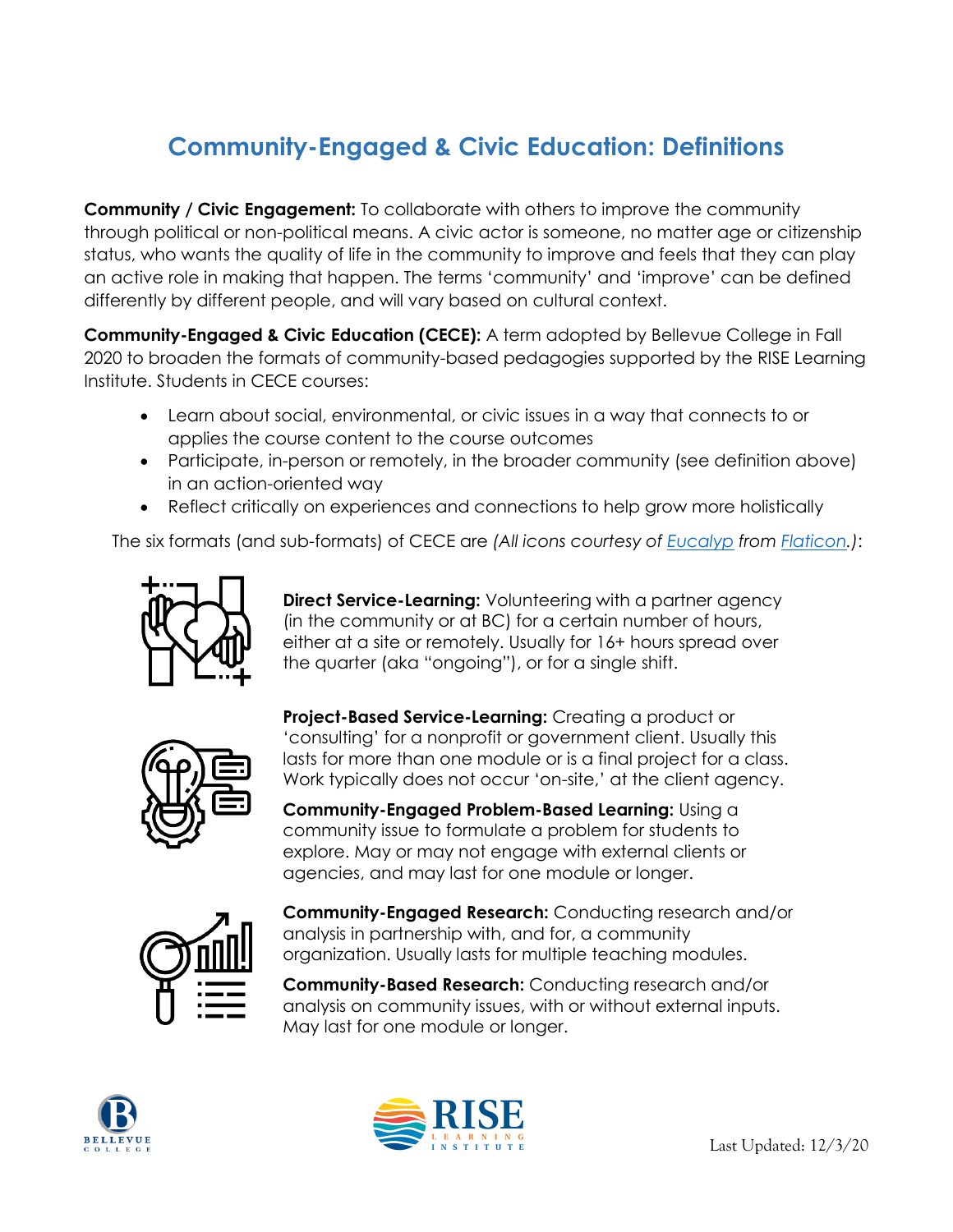# Community-Engaged & Civic Education: Definitions

**Community / Civic Engagement:** To collaborate with others to improve the community through political or non-political means. A civic actor is someone, no matter age or citizenship status, who wants the quality of life in the community to improve and feels that they can play an active role in making that happen. The terms 'community' and 'improve' can be defined differently by different people, and will vary based on cultural context.

**Community-Engaged & Civic Education (CECE):** A term adopted by Bellevue College in Fall 2020 to broaden the formats of community-based pedagogies supported by the RISE Learning Institute. Students in CECE courses:

- Learn about social, environmental, or civic issues in a way that connects to or applies the course content to the course outcomes
- Participate, in-person or remotely, in the broader community (see definition above) in an action-oriented way
- Reflect critically on experiences and connections to help grow more holistically

The six formats (and sub-formats) of CECE are *(All icons courtesy of Eucalyp from Flaticon.)*:

**Direct Service-Learning:** Volunteering with a partner agency (in the community or at BC) for a certain number of hours, either at a site or remotely. Usually for 16+ hours spread over the quarter (aka "ongoing"), or for a single shift.

**Project-Based Service-Learning:** Creating a product or 'consulting' for a nonprofit or government client. Usually this lasts for more than one module or is a final project for a class. Work typically does not occur 'on-site,' at the client agency.

**Community-Engaged Problem-Based Learning:** Using a community issue to formulate a problem for students to explore. May or may not engage with external clients or agencies, and may last for one module or longer.

**Community-Engaged Research:** Conducting research and/or analysis in partnership with, and for, a community organization. Usually lasts for multiple teaching modules.

**Community-Based Research:** Conducting research and/or analysis on community issues, with or without external inputs. May last for one module or longer.

Last Updated: 12/3/20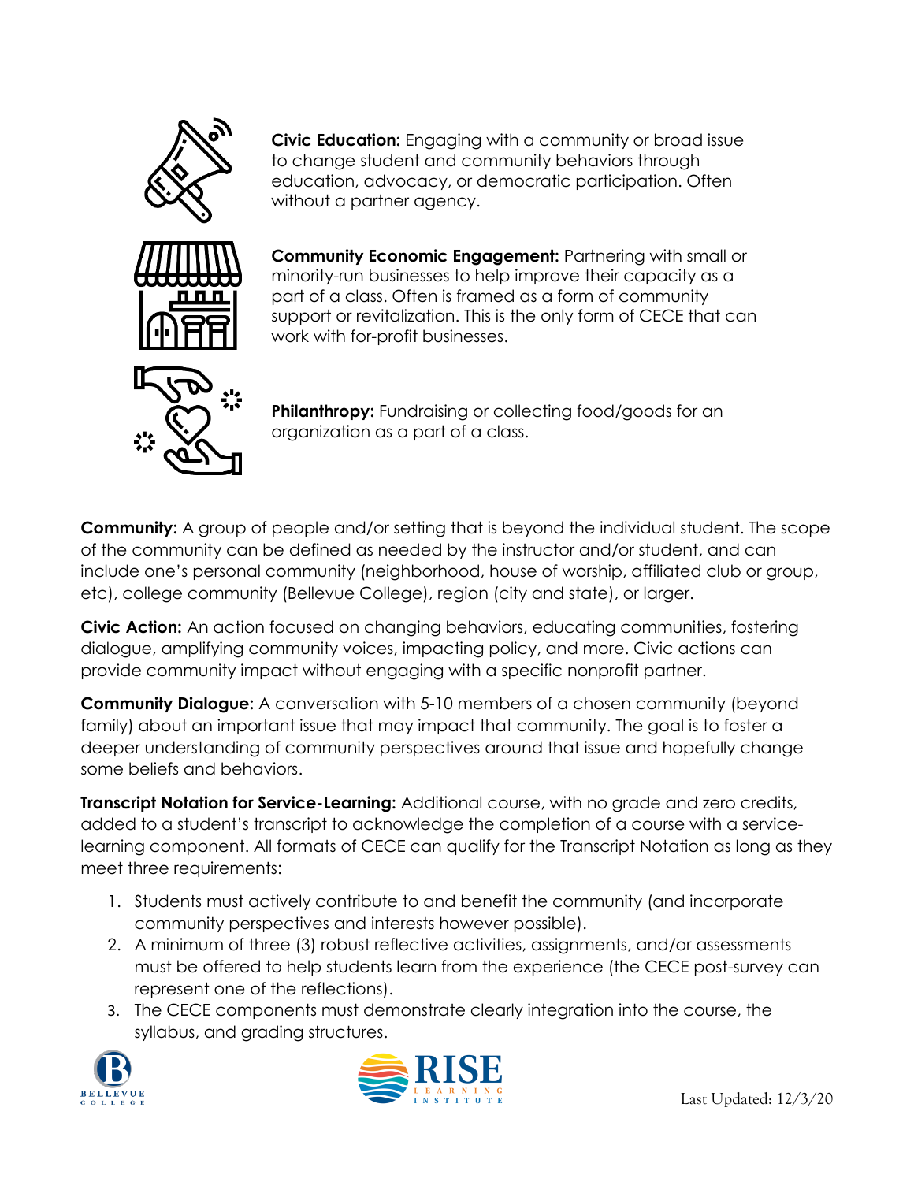**Civic Education:** Engaging with a community or broad issue to change student and community behaviors through education, advocacy, or democratic participation. Often without a partner agency.

**Community Economic Engagement:** Partnering with small or minority-run businesses to help improve their capacity as a part of a class. Often is framed as a form of community support or revitalization. This is the only form of CECE that can work with for-profit businesses.

**Philanthropy:** Fundraising or collecting food/goods for an organization as a part of a class.

**Community:** A group of people and/or setting that is beyond the individual student. The scope of the community can be defined as needed by the instructor and/or student, and can include one's personal community (neighborhood, house of worship, affiliated club or group, etc), college community (Bellevue College), region (city and state), or larger.

**Civic Action:** An action focused on changing behaviors, educating communities, fostering dialogue, amplifying community voices, impacting policy, and more. Civic actions can provide community impact without engaging with a specific nonprofit partner.

**Community Dialogue:** A conversation with 5-10 members of a chosen community (beyond family) about an important issue that may impact that community. The goal is to foster a deeper understanding of community perspectives around that issue and hopefully change some beliefs and behaviors.

**Transcript Notation for Service-Learning:** Additional course, with no grade and zero credits, added to a student's transcript to acknowledge the completion of a course with a service-learning component. All formats of CECE can qualify for the Transcript Notation as long as they meet three requirements:

1. Students must actively contribute to and benefit the community (and incorporate community perspectives and interests however possible).
2. A minimum of three (3) robust reflective activities, assignments, and/or assessments must be offered to help students learn from the experience (the CECE post-survey can represent one of the reflections).
3. The CECE components must demonstrate clearly integration into the course, the syllabus, and grading structures.

Last Updated: 12/3/20